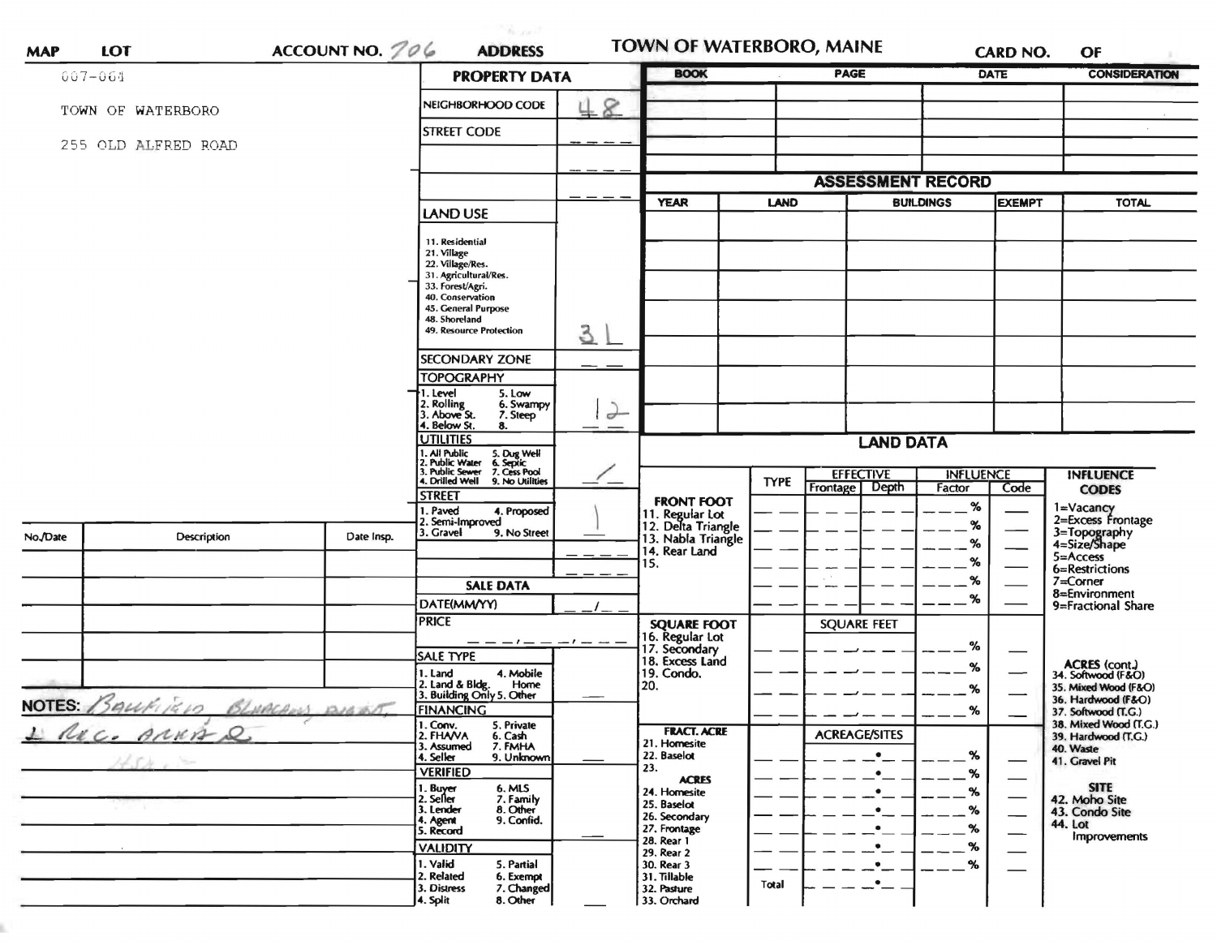# TOWN OF WATERBORO, MAINE

**MAP** | **LOT** | **ACCOUNT NO.** 706 | **ADDRESS** | **CARD NO.** | **OF**

007-064

TOWN OF WATERBORO

255 OLD ALFRED ROAD

## PROPERTY DATA

| | |
|---|---|
| NEIGHBORHOOD CODE | 48 |
| STREET CODE | |
| | |
| | |
| **LAND USE** 11. Residential 21. Village 22. Village/Res. 31. Agricultural/Res. 33. Forest/Agri. 40. Conservation 45. General Purpose 48. Shoreland 49. Resource Protection | 31 |
| SECONDARY ZONE | |
| **TOPOGRAPHY** 1. Level 2. Rolling 3. Above St. 4. Below St. 5. Low 6. Swampy 7. Steep 8. | 12 |
| **UTILITIES** 1. All Public 2. Public Water 3. Public Sewer 4. Drilled Well 5. Dug Well 6. Septic 7. Cess Pool 9. No Utilities | / |
| **STREET** 1. Paved 2. Semi-Improved 3. Gravel 4. Proposed 9. No Street | 1 |
| | |
| | |

## SALE DATA

| | |
|---|---|
| DATE(MM/YY) | / |
| PRICE | / / |
| **SALE TYPE** 1. Land 2. Land & Bldg. 3. Building Only 4. Mobile Home 5. Other | |
| **FINANCING** 1. Conv. 2. FHA/VA 3. Assumed 4. Seller 5. Private 6. Cash 7. FMHA 9. Unknown | |
| **VERIFIED** 1. Buyer 2. Seller 3. Lender 4. Agent 5. Record 6. MLS 7. Family 8. Other 9. Confid. | |
| **VALIDITY** 1. Valid 2. Related 3. Distress 4. Split 5. Partial 6. Exempt 7. Changed 8. Other | |

| BOOK | PAGE | DATE | CONSIDERATION |
|---|---|---|---|
| | | | |
| | | | |
| | | | |
| | | | |

## ASSESSMENT RECORD

| YEAR | LAND | BUILDINGS | EXEMPT | TOTAL |
|---|---|---|---|---|
| | | | | |
| | | | | |
| | | | | |
| | | | | |
| | | | | |
| | | | | |
| | | | | |
| | | | | |

## LAND DATA

| | TYPE | EFFECTIVE Frontage | EFFECTIVE Depth | INFLUENCE Factor | INFLUENCE Code |
|---|---|---|---|---|---|
| **FRONT FOOT** 11. Regular Lot 12. Delta Triangle 13. Nabla Triangle 14. Rear Land 15. | | | | % | |
| **SQUARE FOOT** 16. Regular Lot 17. Secondary 18. Excess Land 19. Condo. 20. | | SQUARE FEET | | % | |
| **FRACT. ACRE** 21. Homesite 22. Baselot 23. **ACRES** 24. Homesite 25. Baselot 26. Secondary 27. Frontage 28. Rear 1 29. Rear 2 30. Rear 3 31. Tillable 32. Pasture 33. Orchard | | ACREAGE/SITES | | % | |
| | Total | | | | |

**INFLUENCE CODES**
1=Vacancy
2=Excess Frontage
3=Topography
4=Size/Shape
5=Access
6=Restrictions
7=Corner
8=Environment
9=Fractional Share

**ACRES (cont.)**
34. Softwood (F&O)
35. Mixed Wood (F&O)
36. Hardwood (F&O)
37. Softwood (T.G.)
38. Mixed Wood (T.G.)
39. Hardwood (T.G.)
40. Waste
41. Gravel Pit

**SITE**
42. Moho Site
43. Condo Site
44. Lot Improvements

| No./Date | Description | Date Insp. |
|---|---|---|
| | | |
| | | |
| | | |
| | | |
| | | |

**NOTES:** Ballfield Bleachers Dugout & Rec. Area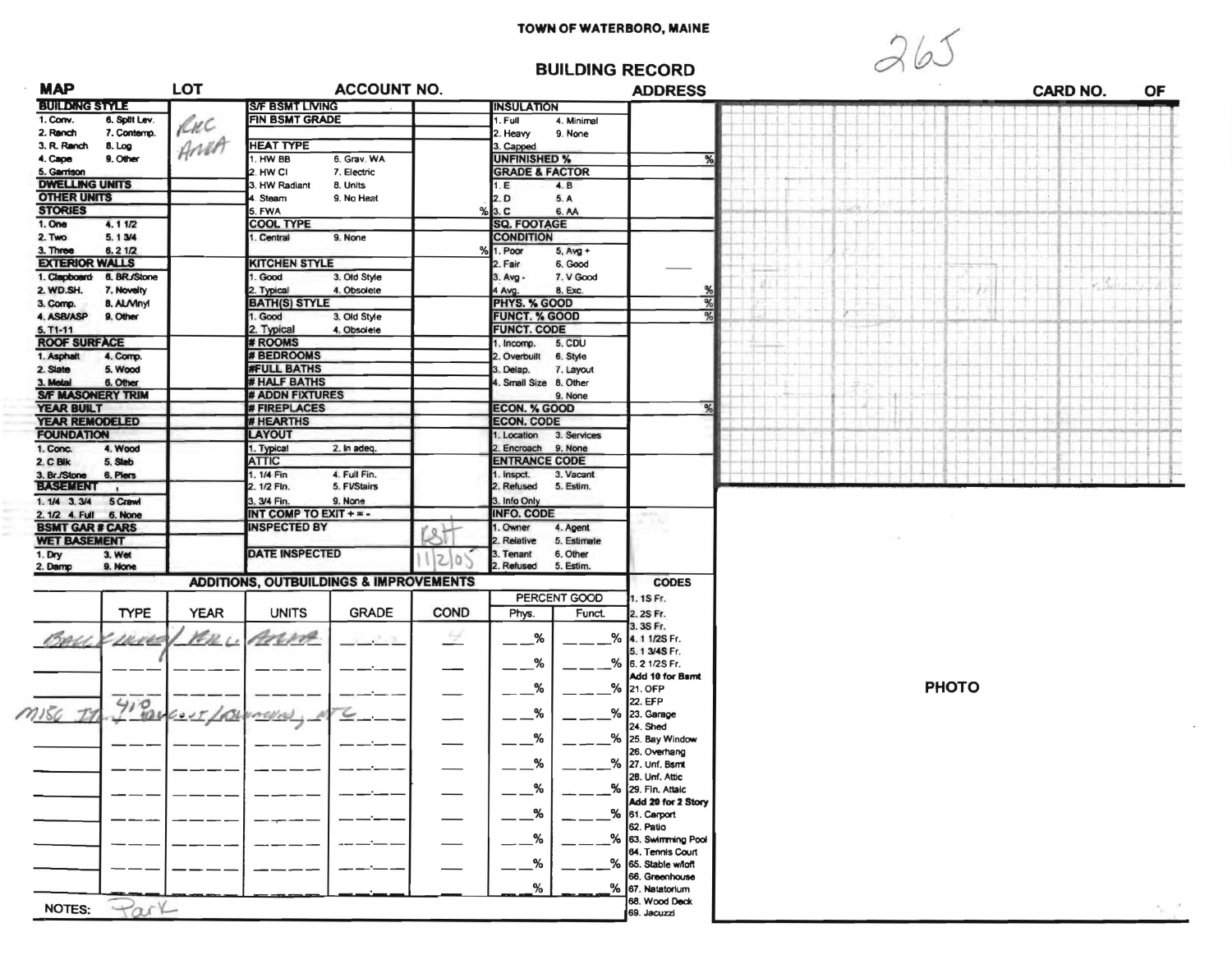**TOWN OF WATERBORO, MAINE**

265

## BUILDING RECORD

| MAP | LOT | ACCOUNT NO. | ADDRESS | CARD NO. | OF |
|---|---|---|---|---|---|
| | | | | | |

| | | | | | |
|---|---|---|---|---|---|
| **BUILDING STYLE** 1. Conv. 6. Split Lev. 2. Ranch 7. Contemp. 3. R. Ranch 8. Log 4. Cape 9. Other 5. Garrison | REC AREA | **S/F BSMT LIVING** | | **INSULATION** 1. Full 4. Minimal 2. Heavy 9. None 3. Capped | |
| **DWELLING UNITS** | | **FIN BSMT GRADE** | | **UNFINISHED %** | % |
| **OTHER UNITS** | | **HEAT TYPE** 1. HW BB 6. Grav. WA 2. HW CI 7. Electric 3. HW Radiant 8. Units 4. Steam 9. No Heat 5. FWA | % | **GRADE & FACTOR** 1. E 4. B 2. D 5. A 3. C 6. AA | |
| **STORIES** 1. One 4. 1 1/2 2. Two 5. 1 3/4 3. Three 6. 2 1/2 | | **COOL TYPE** 1. Central 9. None | % | **SQ. FOOTAGE** | |
| **EXTERIOR WALLS** 1. Clapboard 6. BR/Stone 2. WD.SH. 7. Novelty 3. Comp. 8. AL/Vinyl 4. ASB/ASP 9. Other 5. T1-11 | | **KITCHEN STYLE** 1. Good 3. Old Style 2. Typical 4. Obsolete | | **CONDITION** 1. Poor 5. Avg + 2. Fair 6. Good 3. Avg - 7. V Good 4 Avg. 8. Exc. | — |
| | | **BATH(S) STYLE** 1. Good 3. Old Style 2. Typical 4. Obsolete | | **PHYS. % GOOD** | % |
| | | | | **FUNCT. % GOOD** | % |
| **ROOF SURFACE** 1. Asphalt 4. Comp. 2. Slate 5. Wood 3. Metal 6. Other | | **# ROOMS** | | **FUNCT. CODE** 1. Incomp. 5. CDU 2. Overbuilt 6. Style 3. Delap. 7. Layout 4. Small Size 8. Other 9. None | |
| | | **# BEDROOMS** | | | |
| | | **#FULL BATHS** | | | |
| | | **# HALF BATHS** | | | |
| **S/F MASONERY TRIM** | | **# ADDN FIXTURES** | | | |
| **YEAR BUILT** | | **# FIREPLACES** | | **ECON. % GOOD** | % |
| **YEAR REMODELED** | | **# HEARTHS** | | **ECON. CODE** 1. Location 3. Services 2. Encroach 9. None | |
| **FOUNDATION** 1. Conc. 4. Wood 2. C Blk 5. Slab 3. Br./Stone 6. Piers | | **LAYOUT** 1. Typical 2. In adeq. | | | |
| | | **ATTIC** 1. 1/4 Fin 4. Full Fin. 2. 1/2 Fin. 5. Fl/Stairs 3. 3/4 Fin. 9. None | | **ENTRANCE CODE** 1. Inspct. 3. Vacant 2. Refused 5. Estim. 3. Info Only | |
| **BASEMENT** 1. 1/4 3. 3/4 5 Crawl 2. 1/2 4. Full 6. None | | | | | |
| **BSMT GAR # CARS** | | **INT COMP TO EXIT + = -** | | **INFO. CODE** 1. Owner 4. Agent 2. Relative 5. Estimate 3. Tenant 6. Other 2. Refused 5. Estim. | |
| **WET BASEMENT** 1. Dry 3. Wet 2. Damp 9. None | | **INSPECTED BY** | KSH | | |
| | | **DATE INSPECTED** | 11/2/05 | | |

### ADDITIONS, OUTBUILDINGS & IMPROVEMENTS

| | TYPE | YEAR | UNITS | GRADE | COND | PERCENT GOOD Phys. | Funct. |
|---|---|---|---|---|---|---|---|
| Ballfield / Rec Area | | | | | 4 | % | % |
| | | | | | | % | % |
| | | | | | | % | % |
| Misc Im... 410 backcourt/... etc | | | | | | % | % |
| | | | | | | % | % |
| | | | | | | % | % |
| | | | | | | % | % |
| | | | | | | % | % |
| | | | | | | % | % |
| | | | | | | % | % |
| | | | | | | % | % |

**CODES**
1. 1S Fr.
2. 2S Fr.
3. 3S Fr.
4. 1 1/2S Fr.
5. 1 3/4S Fr.
6. 2 1/2S Fr.
**Add 10 for Bsmt**
21. OFP
22. EFP
23. Garage
24. Shed
25. Bay Window
26. Overhang
27. Unf. Bsmt
28. Unf. Attic
29. Fin. Attaic
**Add 20 for 2 Story**
61. Carport
62. Patio
63. Swimming Pool
64. Tennis Court
65. Stable w/loft
66. Greenhouse
67. Natatorium
68. Wood Deck
69. Jacuzzi

NOTES: Park

PHOTO